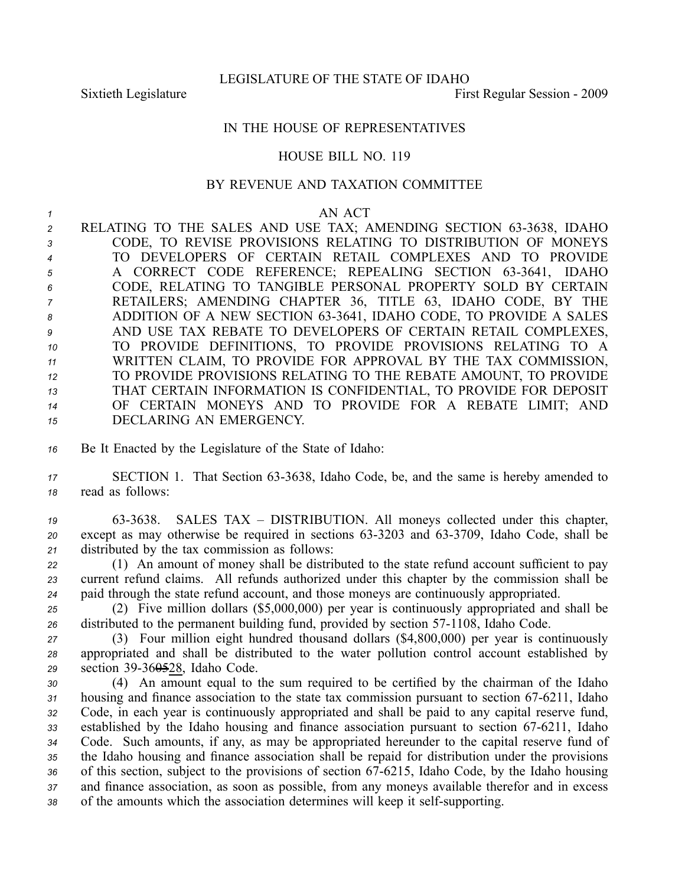LEGISLATURE OF THE STATE OF IDAHO

Sixtieth Legislature First Regular Session - 2009

IN THE HOUSE OF REPRESENTATIVES

HOUSE BILL NO. 119

BY REVENUE AND TAXATION COMMITTEE

AN ACT

RELATING TO THE SALES AND USE TAX; AMENDING SECTION 63-3638, IDAHO CODE, TO REVISE PROVISIONS RELATING TO DISTRIBUTION OF MONEYS TO DEVELOPERS OF CERTAIN RETAIL COMPLEXES AND TO PROVIDE A CORRECT CODE REFERENCE; REPEALING SECTION 63-3641, IDAHO CODE, RELATING TO TANGIBLE PERSONAL PROPERTY SOLD BY CERTAIN RETAILERS; AMENDING CHAPTER 36, TITLE 63, IDAHO CODE, BY THE ADDITION OF A NEW SECTION 63-3641, IDAHO CODE, TO PROVIDE A SALES AND USE TAX REBATE TO DEVELOPERS OF CERTAIN RETAIL COMPLEXES, TO PROVIDE DEFINITIONS, TO PROVIDE PROVISIONS RELATING TO A WRITTEN CLAIM, TO PROVIDE FOR APPROVAL BY THE TAX COMMISSION, TO PROVIDE PROVISIONS RELATING TO THE REBATE AMOUNT, TO PROVIDE THAT CERTAIN INFORMATION IS CONFIDENTIAL, TO PROVIDE FOR DEPOSIT OF CERTAIN MONEYS AND TO PROVIDE FOR A REBATE LIMIT; AND DECLARING AN EMERGENCY.

Be It Enacted by the Legislature of the State of Idaho:

SECTION 1. That Section 63-3638, Idaho Code, be, and the same is hereby amended to read as follows:

63-3638. SALES TAX – DISTRIBUTION. All moneys collected under this chapter, except as may otherwise be required in sections 63-3203 and 63-3709, Idaho Code, shall be distributed by the tax commission as follows:

(1) An amount of money shall be distributed to the state refund account sufficient to pay current refund claims. All refunds authorized under this chapter by the commission shall be paid through the state refund account, and those moneys are continuously appropriated.

(2) Five million dollars ($5,000,000) per year is continuously appropriated and shall be distributed to the permanent building fund, provided by section 57-1108, Idaho Code.

(3) Four million eight hundred thousand dollars ($4,800,000) per year is continuously appropriated and shall be distributed to the water pollution control account established by section 39-36~~05~~28, Idaho Code.

(4) An amount equal to the sum required to be certified by the chairman of the Idaho housing and finance association to the state tax commission pursuant to section 67-6211, Idaho Code, in each year is continuously appropriated and shall be paid to any capital reserve fund, established by the Idaho housing and finance association pursuant to section 67-6211, Idaho Code. Such amounts, if any, as may be appropriated hereunder to the capital reserve fund of the Idaho housing and finance association shall be repaid for distribution under the provisions of this section, subject to the provisions of section 67-6215, Idaho Code, by the Idaho housing and finance association, as soon as possible, from any moneys available therefor and in excess of the amounts which the association determines will keep it self-supporting.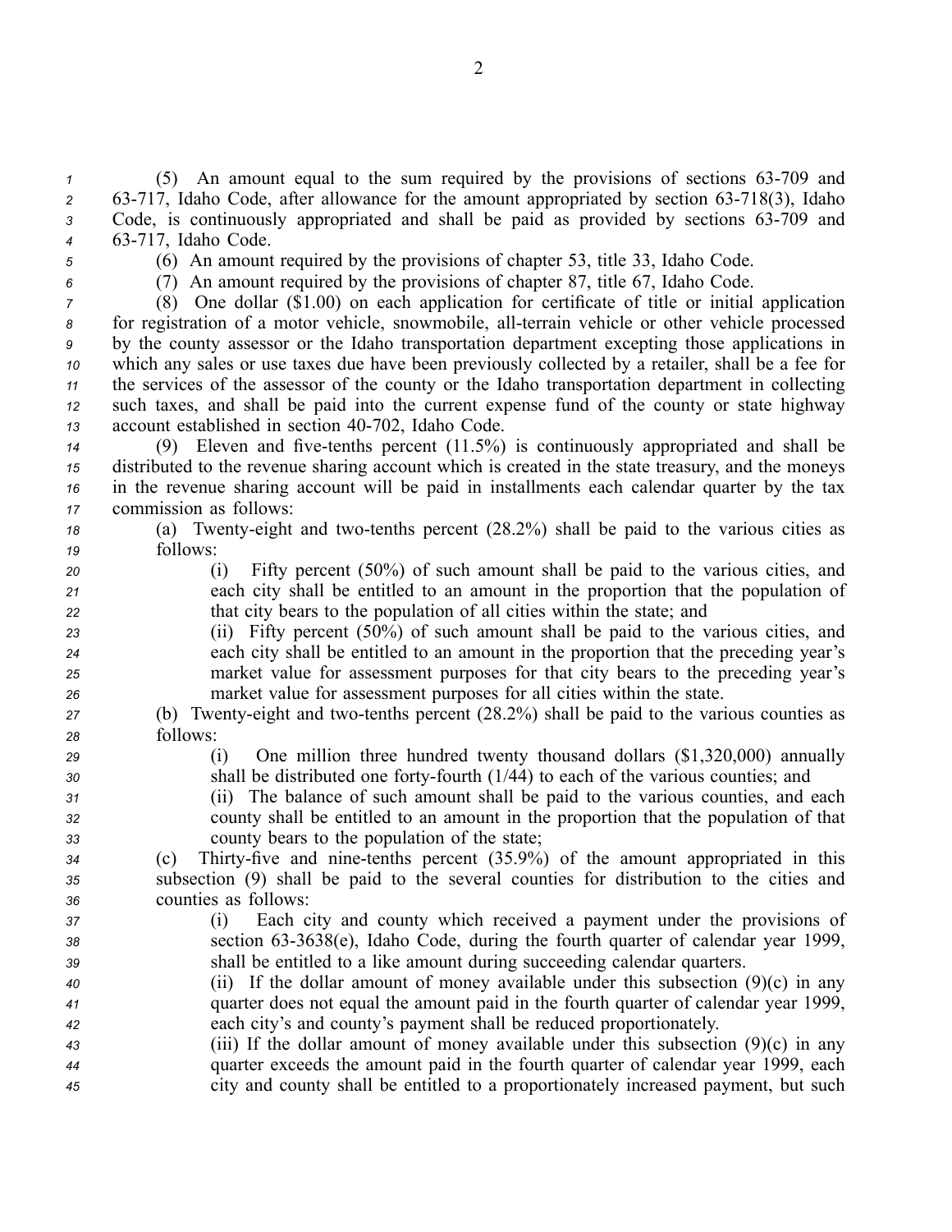(5) An amount equal to the sum required by the provisions of sections 63-709 and 63-717, Idaho Code, after allowance for the amount appropriated by section 63-718(3), Idaho Code, is continuously appropriated and shall be paid as provided by sections 63-709 and 63-717, Idaho Code.

(6) An amount required by the provisions of chapter 53, title 33, Idaho Code.

(7) An amount required by the provisions of chapter 87, title 67, Idaho Code.

(8) One dollar ($1.00) on each application for certificate of title or initial application for registration of a motor vehicle, snowmobile, all-terrain vehicle or other vehicle processed by the county assessor or the Idaho transportation department excepting those applications in which any sales or use taxes due have been previously collected by a retailer, shall be a fee for the services of the assessor of the county or the Idaho transportation department in collecting such taxes, and shall be paid into the current expense fund of the county or state highway account established in section 40-702, Idaho Code.

(9) Eleven and five-tenths percent (11.5%) is continuously appropriated and shall be distributed to the revenue sharing account which is created in the state treasury, and the moneys in the revenue sharing account will be paid in installments each calendar quarter by the tax commission as follows:

(a) Twenty-eight and two-tenths percent (28.2%) shall be paid to the various cities as follows:

(i) Fifty percent (50%) of such amount shall be paid to the various cities, and each city shall be entitled to an amount in the proportion that the population of that city bears to the population of all cities within the state; and

(ii) Fifty percent (50%) of such amount shall be paid to the various cities, and each city shall be entitled to an amount in the proportion that the preceding year's market value for assessment purposes for that city bears to the preceding year's market value for assessment purposes for all cities within the state.

(b) Twenty-eight and two-tenths percent (28.2%) shall be paid to the various counties as follows:

(i) One million three hundred twenty thousand dollars ($1,320,000) annually shall be distributed one forty-fourth (1/44) to each of the various counties; and

(ii) The balance of such amount shall be paid to the various counties, and each county shall be entitled to an amount in the proportion that the population of that county bears to the population of the state;

(c) Thirty-five and nine-tenths percent (35.9%) of the amount appropriated in this subsection (9) shall be paid to the several counties for distribution to the cities and counties as follows:

(i) Each city and county which received a payment under the provisions of section 63-3638(e), Idaho Code, during the fourth quarter of calendar year 1999, shall be entitled to a like amount during succeeding calendar quarters.

(ii) If the dollar amount of money available under this subsection (9)(c) in any quarter does not equal the amount paid in the fourth quarter of calendar year 1999, each city's and county's payment shall be reduced proportionately.

(iii) If the dollar amount of money available under this subsection (9)(c) in any quarter exceeds the amount paid in the fourth quarter of calendar year 1999, each city and county shall be entitled to a proportionately increased payment, but such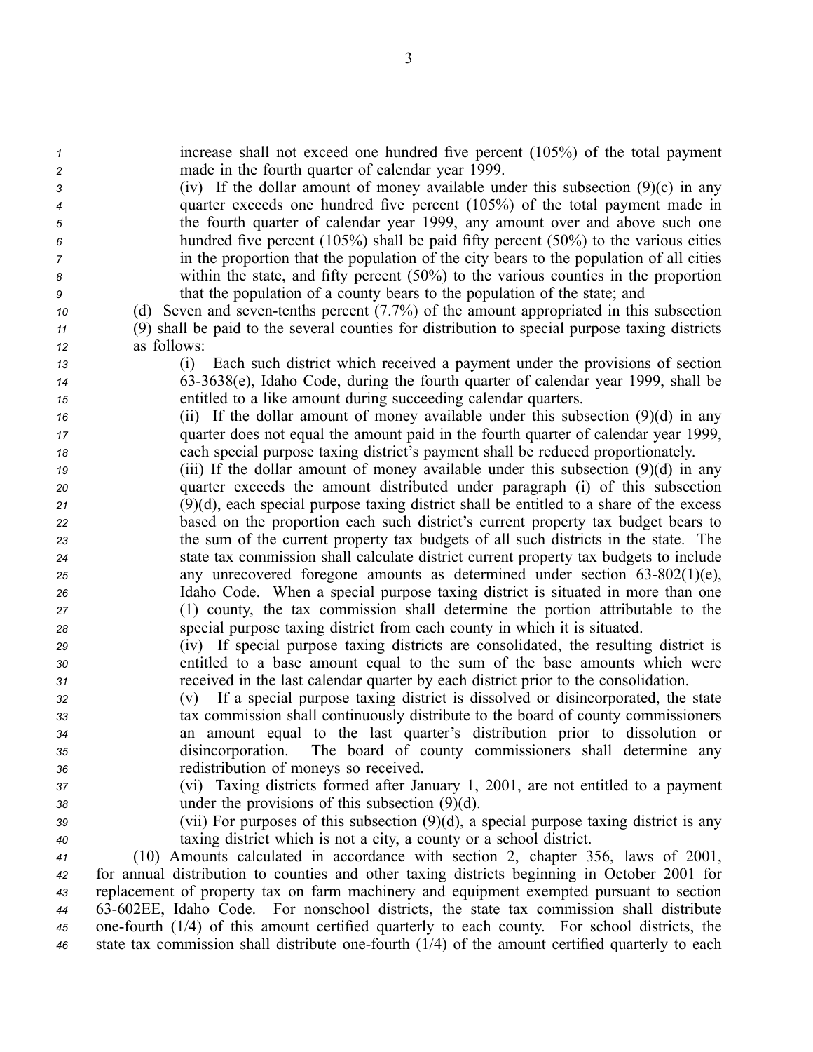increase shall not exceed one hundred five percent (105%) of the total payment made in the fourth quarter of calendar year 1999.

(iv) If the dollar amount of money available under this subsection (9)(c) in any quarter exceeds one hundred five percent (105%) of the total payment made in the fourth quarter of calendar year 1999, any amount over and above such one hundred five percent (105%) shall be paid fifty percent (50%) to the various cities in the proportion that the population of the city bears to the population of all cities within the state, and fifty percent (50%) to the various counties in the proportion that the population of a county bears to the population of the state; and

(d) Seven and seven-tenths percent (7.7%) of the amount appropriated in this subsection (9) shall be paid to the several counties for distribution to special purpose taxing districts as follows:

(i) Each such district which received a payment under the provisions of section 63-3638(e), Idaho Code, during the fourth quarter of calendar year 1999, shall be entitled to a like amount during succeeding calendar quarters.

(ii) If the dollar amount of money available under this subsection (9)(d) in any quarter does not equal the amount paid in the fourth quarter of calendar year 1999, each special purpose taxing district's payment shall be reduced proportionately.

(iii) If the dollar amount of money available under this subsection (9)(d) in any quarter exceeds the amount distributed under paragraph (i) of this subsection (9)(d), each special purpose taxing district shall be entitled to a share of the excess based on the proportion each such district's current property tax budget bears to the sum of the current property tax budgets of all such districts in the state. The state tax commission shall calculate district current property tax budgets to include any unrecovered foregone amounts as determined under section 63-802(1)(e), Idaho Code. When a special purpose taxing district is situated in more than one (1) county, the tax commission shall determine the portion attributable to the special purpose taxing district from each county in which it is situated.

(iv) If special purpose taxing districts are consolidated, the resulting district is entitled to a base amount equal to the sum of the base amounts which were received in the last calendar quarter by each district prior to the consolidation.

(v) If a special purpose taxing district is dissolved or disincorporated, the state tax commission shall continuously distribute to the board of county commissioners an amount equal to the last quarter's distribution prior to dissolution or disincorporation. The board of county commissioners shall determine any redistribution of moneys so received.

(vi) Taxing districts formed after January 1, 2001, are not entitled to a payment under the provisions of this subsection (9)(d).

(vii) For purposes of this subsection (9)(d), a special purpose taxing district is any taxing district which is not a city, a county or a school district.

(10) Amounts calculated in accordance with section 2, chapter 356, laws of 2001, for annual distribution to counties and other taxing districts beginning in October 2001 for replacement of property tax on farm machinery and equipment exempted pursuant to section 63-602EE, Idaho Code. For nonschool districts, the state tax commission shall distribute one-fourth (1/4) of this amount certified quarterly to each county. For school districts, the state tax commission shall distribute one-fourth (1/4) of the amount certified quarterly to each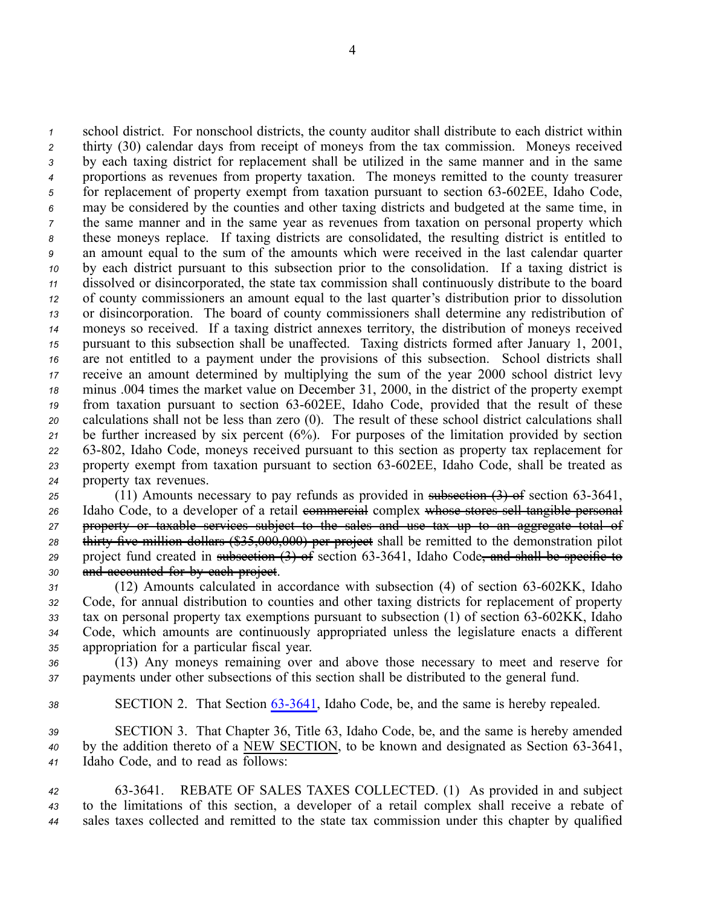school district. For nonschool districts, the county auditor shall distribute to each district within thirty (30) calendar days from receipt of moneys from the tax commission. Moneys received by each taxing district for replacement shall be utilized in the same manner and in the same proportions as revenues from property taxation. The moneys remitted to the county treasurer for replacement of property exempt from taxation pursuant to section 63-602EE, Idaho Code, may be considered by the counties and other taxing districts and budgeted at the same time, in the same manner and in the same year as revenues from taxation on personal property which these moneys replace. If taxing districts are consolidated, the resulting district is entitled to an amount equal to the sum of the amounts which were received in the last calendar quarter by each district pursuant to this subsection prior to the consolidation. If a taxing district is dissolved or disincorporated, the state tax commission shall continuously distribute to the board of county commissioners an amount equal to the last quarter's distribution prior to dissolution or disincorporation. The board of county commissioners shall determine any redistribution of moneys so received. If a taxing district annexes territory, the distribution of moneys received pursuant to this subsection shall be unaffected. Taxing districts formed after January 1, 2001, are not entitled to a payment under the provisions of this subsection. School districts shall receive an amount determined by multiplying the sum of the year 2000 school district levy minus .004 times the market value on December 31, 2000, in the district of the property exempt from taxation pursuant to section 63-602EE, Idaho Code, provided that the result of these calculations shall not be less than zero (0). The result of these school district calculations shall be further increased by six percent (6%). For purposes of the limitation provided by section 63-802, Idaho Code, moneys received pursuant to this section as property tax replacement for property exempt from taxation pursuant to section 63-602EE, Idaho Code, shall be treated as property tax revenues.

(11) Amounts necessary to pay refunds as provided in ~~subsection (3) of~~ section 63-3641, Idaho Code, to a developer of a retail ~~commercial~~ complex ~~whose stores sell tangible personal property or taxable services subject to the sales and use tax up to an aggregate total of thirty-five million dollars ($35,000,000) per project~~ shall be remitted to the demonstration pilot project fund created in ~~subsection (3) of~~ section 63-3641, Idaho Code~~, and shall be specific to and accounted for by each project~~.

(12) Amounts calculated in accordance with subsection (4) of section 63-602KK, Idaho Code, for annual distribution to counties and other taxing districts for replacement of property tax on personal property tax exemptions pursuant to subsection (1) of section 63-602KK, Idaho Code, which amounts are continuously appropriated unless the legislature enacts a different appropriation for a particular fiscal year.

(13) Any moneys remaining over and above those necessary to meet and reserve for payments under other subsections of this section shall be distributed to the general fund.

SECTION 2. That Section 63-3641, Idaho Code, be, and the same is hereby repealed.

SECTION 3. That Chapter 36, Title 63, Idaho Code, be, and the same is hereby amended by the addition thereto of a NEW SECTION, to be known and designated as Section 63-3641, Idaho Code, and to read as follows:

63-3641. REBATE OF SALES TAXES COLLECTED. (1) As provided in and subject to the limitations of this section, a developer of a retail complex shall receive a rebate of sales taxes collected and remitted to the state tax commission under this chapter by qualified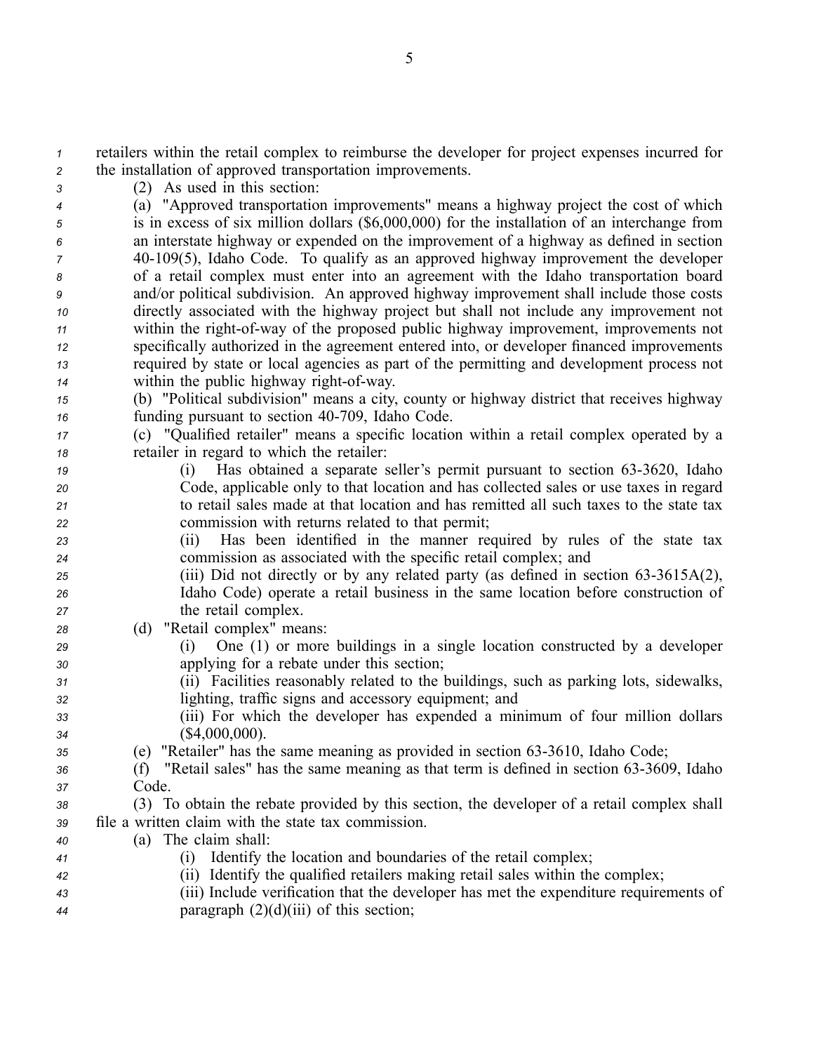retailers within the retail complex to reimburse the developer for project expenses incurred for the installation of approved transportation improvements.

(2) As used in this section:

(a) "Approved transportation improvements" means a highway project the cost of which is in excess of six million dollars ($6,000,000) for the installation of an interchange from an interstate highway or expended on the improvement of a highway as defined in section 40-109(5), Idaho Code. To qualify as an approved highway improvement the developer of a retail complex must enter into an agreement with the Idaho transportation board and/or political subdivision. An approved highway improvement shall include those costs directly associated with the highway project but shall not include any improvement not within the right-of-way of the proposed public highway improvement, improvements not specifically authorized in the agreement entered into, or developer financed improvements required by state or local agencies as part of the permitting and development process not within the public highway right-of-way.

(b) "Political subdivision" means a city, county or highway district that receives highway funding pursuant to section 40-709, Idaho Code.

(c) "Qualified retailer" means a specific location within a retail complex operated by a retailer in regard to which the retailer:

(i) Has obtained a separate seller's permit pursuant to section 63-3620, Idaho Code, applicable only to that location and has collected sales or use taxes in regard to retail sales made at that location and has remitted all such taxes to the state tax commission with returns related to that permit;

(ii) Has been identified in the manner required by rules of the state tax commission as associated with the specific retail complex; and

(iii) Did not directly or by any related party (as defined in section 63-3615A(2), Idaho Code) operate a retail business in the same location before construction of the retail complex.

(d) "Retail complex" means:

(i) One (1) or more buildings in a single location constructed by a developer applying for a rebate under this section;

(ii) Facilities reasonably related to the buildings, such as parking lots, sidewalks, lighting, traffic signs and accessory equipment; and

(iii) For which the developer has expended a minimum of four million dollars ($4,000,000).

(e) "Retailer" has the same meaning as provided in section 63-3610, Idaho Code;

(f) "Retail sales" has the same meaning as that term is defined in section 63-3609, Idaho Code.

(3) To obtain the rebate provided by this section, the developer of a retail complex shall file a written claim with the state tax commission.

(a) The claim shall:

(i) Identify the location and boundaries of the retail complex;

(ii) Identify the qualified retailers making retail sales within the complex;

(iii) Include verification that the developer has met the expenditure requirements of paragraph (2)(d)(iii) of this section;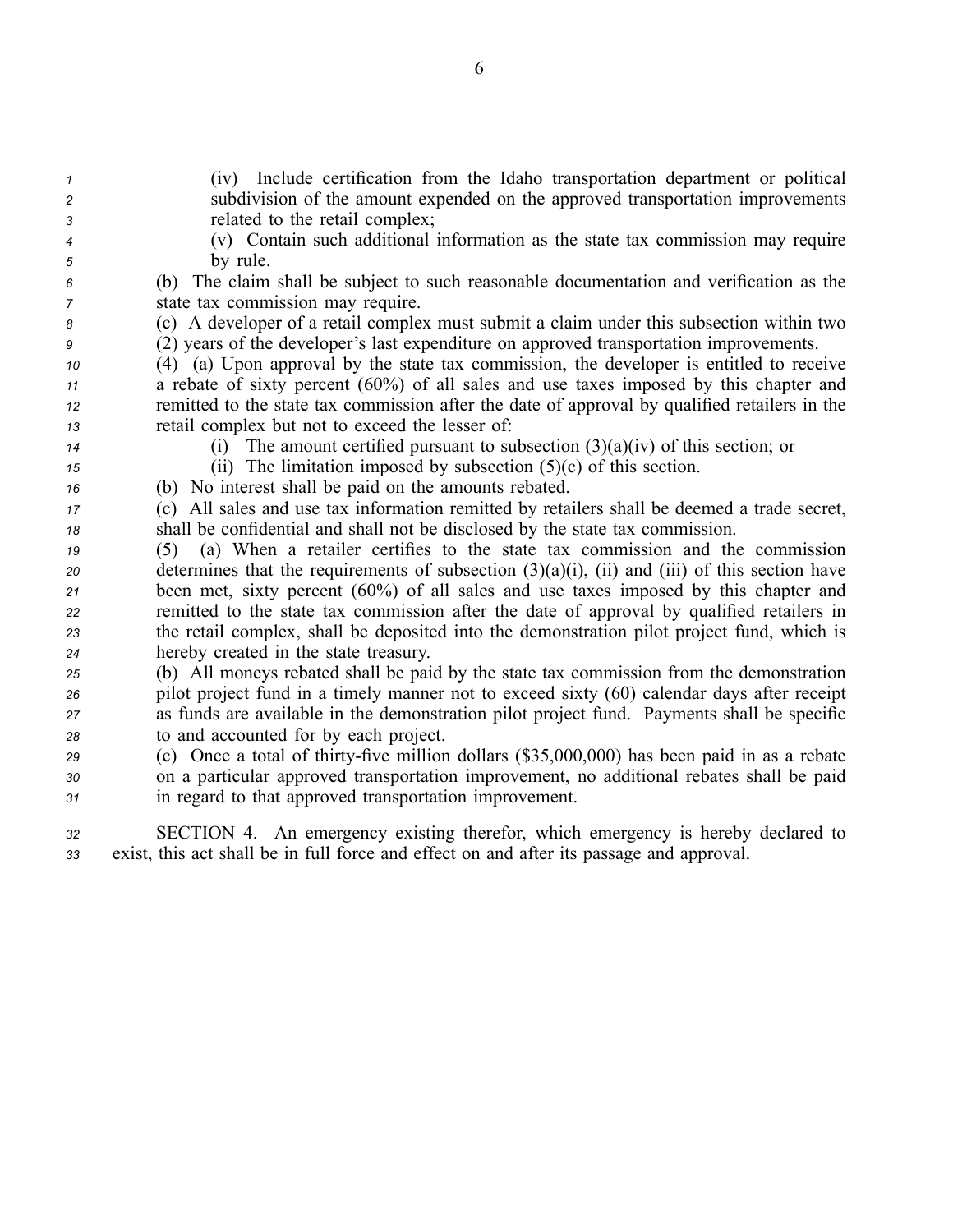(iv) Include certification from the Idaho transportation department or political subdivision of the amount expended on the approved transportation improvements related to the retail complex;

(v) Contain such additional information as the state tax commission may require by rule.

(b) The claim shall be subject to such reasonable documentation and verification as the state tax commission may require.

(c) A developer of a retail complex must submit a claim under this subsection within two (2) years of the developer's last expenditure on approved transportation improvements.

(4) (a) Upon approval by the state tax commission, the developer is entitled to receive a rebate of sixty percent (60%) of all sales and use taxes imposed by this chapter and remitted to the state tax commission after the date of approval by qualified retailers in the retail complex but not to exceed the lesser of:

(i) The amount certified pursuant to subsection (3)(a)(iv) of this section; or

(ii) The limitation imposed by subsection (5)(c) of this section.

(b) No interest shall be paid on the amounts rebated.

(c) All sales and use tax information remitted by retailers shall be deemed a trade secret, shall be confidential and shall not be disclosed by the state tax commission.

(5) (a) When a retailer certifies to the state tax commission and the commission determines that the requirements of subsection (3)(a)(i), (ii) and (iii) of this section have been met, sixty percent (60%) of all sales and use taxes imposed by this chapter and remitted to the state tax commission after the date of approval by qualified retailers in the retail complex, shall be deposited into the demonstration pilot project fund, which is hereby created in the state treasury.

(b) All moneys rebated shall be paid by the state tax commission from the demonstration pilot project fund in a timely manner not to exceed sixty (60) calendar days after receipt as funds are available in the demonstration pilot project fund. Payments shall be specific to and accounted for by each project.

(c) Once a total of thirty-five million dollars ($35,000,000) has been paid in as a rebate on a particular approved transportation improvement, no additional rebates shall be paid in regard to that approved transportation improvement.

SECTION 4. An emergency existing therefor, which emergency is hereby declared to exist, this act shall be in full force and effect on and after its passage and approval.